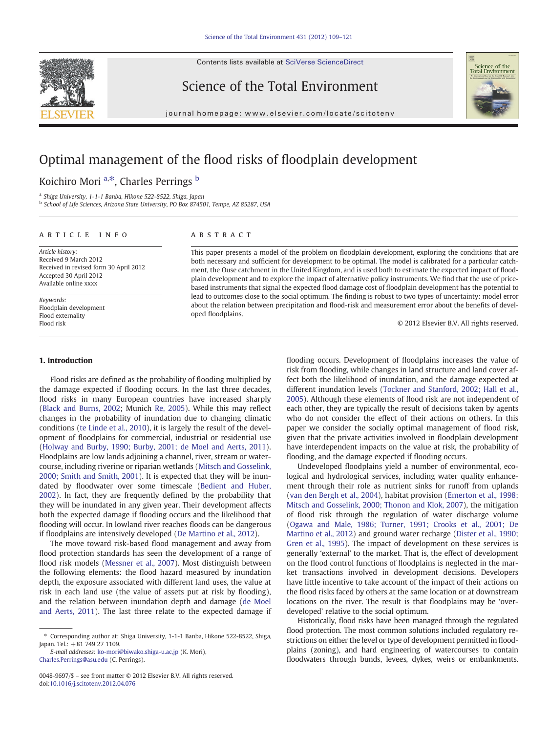# Optimal management of the flood risks of floodplain development

Koichiro Mori [a,*], Charles Perrings [b]

[a] Shiga University, 1-1-1 Banba, Hikone 522-8522, Shiga, Japan

[b] School of Life Sciences, Arizona State University, PO Box 874501, Tempe, AZ 85287, USA

## ARTICLE INFO

*Article history:*
Received 9 March 2012
Received in revised form 30 April 2012
Accepted 30 April 2012
Available online xxxx

*Keywords:*
Floodplain development
Flood externality
Flood risk

## ABSTRACT

This paper presents a model of the problem on floodplain development, exploring the conditions that are both necessary and sufficient for development to be optimal. The model is calibrated for a particular catchment, the Ouse catchment in the United Kingdom, and is used both to estimate the expected impact of floodplain development and to explore the impact of alternative policy instruments. We find that the use of price-based instruments that signal the expected flood damage cost of floodplain development has the potential to lead to outcomes close to the social optimum. The finding is robust to two types of uncertainty: model error about the relation between precipitation and flood-risk and measurement error about the benefits of developed floodplains.

© 2012 Elsevier B.V. All rights reserved.

## 1. Introduction

Flood risks are defined as the probability of flooding multiplied by the damage expected if flooding occurs. In the last three decades, flood risks in many European countries have increased sharply (Black and Burns, 2002; Munich Re, 2005). While this may reflect changes in the probability of inundation due to changing climatic conditions (te Linde et al., 2010), it is largely the result of the development of floodplains for commercial, industrial or residential use (Holway and Burby, 1990; Burby, 2001; de Moel and Aerts, 2011). Floodplains are low lands adjoining a channel, river, stream or watercourse, including riverine or riparian wetlands (Mitsch and Gosselink, 2000; Smith and Smith, 2001). It is expected that they will be inundated by floodwater over some timescale (Bedient and Huber, 2002). In fact, they are frequently defined by the probability that they will be inundated in any given year. Their development affects both the expected damage if flooding occurs and the likelihood that flooding will occur. In lowland river reaches floods can be dangerous if floodplains are intensively developed (De Martino et al., 2012).

The move toward risk-based flood management and away from flood protection standards has seen the development of a range of flood risk models (Messner et al., 2007). Most distinguish between the following elements: the flood hazard measured by inundation depth, the exposure associated with different land uses, the value at risk in each land use (the value of assets put at risk by flooding), and the relation between inundation depth and damage (de Moel and Aerts, 2011). The last three relate to the expected damage if flooding occurs. Development of floodplains increases the value of risk from flooding, while changes in land structure and land cover affect both the likelihood of inundation, and the damage expected at different inundation levels (Tockner and Stanford, 2002; Hall et al., 2005). Although these elements of flood risk are not independent of each other, they are typically the result of decisions taken by agents who do not consider the effect of their actions on others. In this paper we consider the socially optimal management of flood risk, given that the private activities involved in floodplain development have interdependent impacts on the value at risk, the probability of flooding, and the damage expected if flooding occurs.

Undeveloped floodplains yield a number of environmental, ecological and hydrological services, including water quality enhancement through their role as nutrient sinks for runoff from uplands (van den Bergh et al., 2004), habitat provision (Emerton et al., 1998; Mitsch and Gosselink, 2000; Thonon and Klok, 2007), the mitigation of flood risk through the regulation of water discharge volume (Ogawa and Male, 1986; Turner, 1991; Crooks et al., 2001; De Martino et al., 2012) and ground water recharge (Dister et al., 1990; Gren et al., 1995). The impact of development on these services is generally 'external' to the market. That is, the effect of development on the flood control functions of floodplains is neglected in the market transactions involved in development decisions. Developers have little incentive to take account of the impact of their actions on the flood risks faced by others at the same location or at downstream locations on the river. The result is that floodplains may be 'overdeveloped' relative to the social optimum.

Historically, flood risks have been managed through the regulated flood protection. The most common solutions included regulatory restrictions on either the level or type of development permitted in floodplains (zoning), and hard engineering of watercourses to contain floodwaters through bunds, levees, dykes, weirs or embankments.

* Corresponding author at: Shiga University, 1-1-1 Banba, Hikone 522-8522, Shiga, Japan. Tel.: +81 749 27 1109.
E-mail addresses: ko-mori@biwako.shiga-u.ac.jp (K. Mori), Charles.Perrings@asu.edu (C. Perrings).

0048-9697/$ – see front matter © 2012 Elsevier B.V. All rights reserved.
doi:10.1016/j.scitotenv.2012.04.076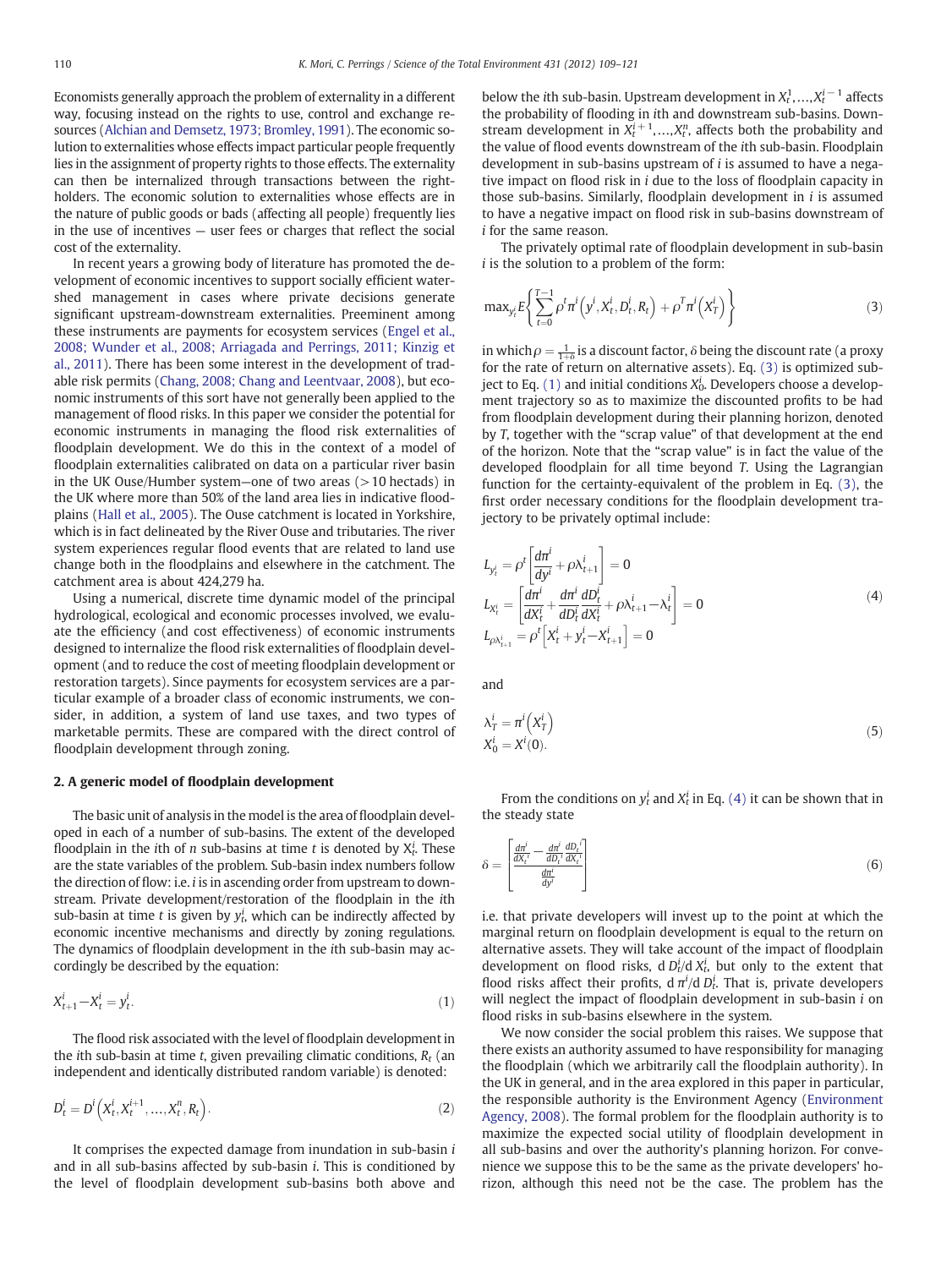Economists generally approach the problem of externality in a different way, focusing instead on the rights to use, control and exchange resources (Alchian and Demsetz, 1973; Bromley, 1991). The economic solution to externalities whose effects impact particular people frequently lies in the assignment of property rights to those effects. The externality can then be internalized through transactions between the rightholders. The economic solution to externalities whose effects are in the nature of public goods or bads (affecting all people) frequently lies in the use of incentives — user fees or charges that reflect the social cost of the externality.

In recent years a growing body of literature has promoted the development of economic incentives to support socially efficient watershed management in cases where private decisions generate significant upstream-downstream externalities. Preeminent among these instruments are payments for ecosystem services (Engel et al., 2008; Wunder et al., 2008; Arriagada and Perrings, 2011; Kinzig et al., 2011). There has been some interest in the development of tradable risk permits (Chang, 2008; Chang and Leentvaar, 2008), but economic instruments of this sort have not generally been applied to the management of flood risks. In this paper we consider the potential for economic instruments in managing the flood risk externalities of floodplain development. We do this in the context of a model of floodplain externalities calibrated on data on a particular river basin in the UK Ouse/Humber system—one of two areas (>10 hectads) in the UK where more than 50% of the land area lies in indicative floodplains (Hall et al., 2005). The Ouse catchment is located in Yorkshire, which is in fact delineated by the River Ouse and tributaries. The river system experiences regular flood events that are related to land use change both in the floodplains and elsewhere in the catchment. The catchment area is about 424,279 ha.

Using a numerical, discrete time dynamic model of the principal hydrological, ecological and economic processes involved, we evaluate the efficiency (and cost effectiveness) of economic instruments designed to internalize the flood risk externalities of floodplain development (and to reduce the cost of meeting floodplain development or restoration targets). Since payments for ecosystem services are a particular example of a broader class of economic instruments, we consider, in addition, a system of land use taxes, and two types of marketable permits. These are compared with the direct control of floodplain development through zoning.

## 2. A generic model of floodplain development

The basic unit of analysis in the model is the area of floodplain developed in each of a number of sub-basins. The extent of the developed floodplain in the $i$th of $n$ sub-basins at time $t$ is denoted by $X_t^i$. These are the state variables of the problem. Sub-basin index numbers follow the direction of flow: i.e. $i$ is in ascending order from upstream to downstream. Private development/restoration of the floodplain in the $i$th sub-basin at time $t$ is given by $y_t^i$, which can be indirectly affected by economic incentive mechanisms and directly by zoning regulations. The dynamics of floodplain development in the $i$th sub-basin may accordingly be described by the equation:

$$X_{t+1}^i - X_t^i = y_t^i. \tag{1}$$

The flood risk associated with the level of floodplain development in the $i$th sub-basin at time $t$, given prevailing climatic conditions, $R_t$ (an independent and identically distributed random variable) is denoted:

$$D_t^i = D^i\left(X_t^i, X_t^{i+1}, \ldots, X_t^n, R_t\right). \tag{2}$$

It comprises the expected damage from inundation in sub-basin $i$ and in all sub-basins affected by sub-basin $i$. This is conditioned by the level of floodplain development sub-basins both above and below the $i$th sub-basin. Upstream development in $X_t^1, \ldots, X_t^{i-1}$ affects the probability of flooding in $i$th and downstream sub-basins. Downstream development in $X_t^{i+1}, \ldots, X_t^n$, affects both the probability and the value of flood events downstream of the $i$th sub-basin. Floodplain development in sub-basins upstream of $i$ is assumed to have a negative impact on flood risk in $i$ due to the loss of floodplain capacity in those sub-basins. Similarly, floodplain development in $i$ is assumed to have a negative impact on flood risk in sub-basins downstream of $i$ for the same reason.

The privately optimal rate of floodplain development in sub-basin $i$ is the solution to a problem of the form:

$$\max_{y_t^i} E\left\{ \sum_{t=0}^{T-1} \rho^t \pi^i\left(y^i, X_t^i, D_t^i, R_t\right) + \rho^T \pi^i\left(X_T^i\right) \right\} \tag{3}$$

in which $\rho = \frac{1}{1+\delta}$ is a discount factor, $\delta$ being the discount rate (a proxy for the rate of return on alternative assets). Eq. (3) is optimized subject to Eq. (1) and initial conditions $X_0^i$. Developers choose a development trajectory so as to maximize the discounted profits to be had from floodplain development during their planning horizon, denoted by $T$, together with the "scrap value" of that development at the end of the horizon. Note that the "scrap value" is in fact the value of the developed floodplain for all time beyond $T$. Using the Lagrangian function for the certainty-equivalent of the problem in Eq. (3), the first order necessary conditions for the floodplain development trajectory to be privately optimal include:

$$
\begin{aligned}
L_{y_t^i} &= \rho^t\left[\frac{d\pi^i}{dy^i} + \rho\lambda_{t+1}^i\right] = 0 \\
L_{X_t^i} &= \left[\frac{d\pi^i}{dX_t^i} + \frac{d\pi^i}{dD_t^i}\frac{dD_t^i}{dX_t^i} + \rho\lambda_{t+1}^i - \lambda_t^i\right] = 0 \\
L_{\rho\lambda_{t+1}^i} &= \rho^t\left[X_t^i + y_t^i - X_{t+1}^i\right] = 0
\end{aligned} \tag{4}
$$

and

$$
\begin{aligned}
\lambda_T^i &= \pi^i\left(X_T^i\right) \\
X_0^i &= X^i(0).
\end{aligned} \tag{5}
$$

From the conditions on $y_t^i$ and $X_t^i$ in Eq. (4) it can be shown that in the steady state

$$\delta = \left[\frac{\frac{d\pi^i}{dX_t^i} - \frac{d\pi^i}{dD_t^i}\frac{dD_t^i}{dX_t^i}}{\frac{d\pi^i}{dy^i}}\right] \tag{6}$$

i.e. that private developers will invest up to the point at which the marginal return on floodplain development is equal to the return on alternative assets. They will take account of the impact of floodplain development on flood risks, $dD_t^i/dX_t^i$, but only to the extent that flood risks affect their profits, $d\pi^i/dD_t^i$. That is, private developers will neglect the impact of floodplain development in sub-basin $i$ on flood risks in sub-basins elsewhere in the system.

We now consider the social problem this raises. We suppose that there exists an authority assumed to have responsibility for managing the floodplain (which we arbitrarily call the floodplain authority). In the UK in general, and in the area explored in this paper in particular, the responsible authority is the Environment Agency (Environment Agency, 2008). The formal problem for the floodplain authority is to maximize the expected social utility of floodplain development in all sub-basins and over the authority's planning horizon. For convenience we suppose this to be the same as the private developers' horizon, although this need not be the case. The problem has the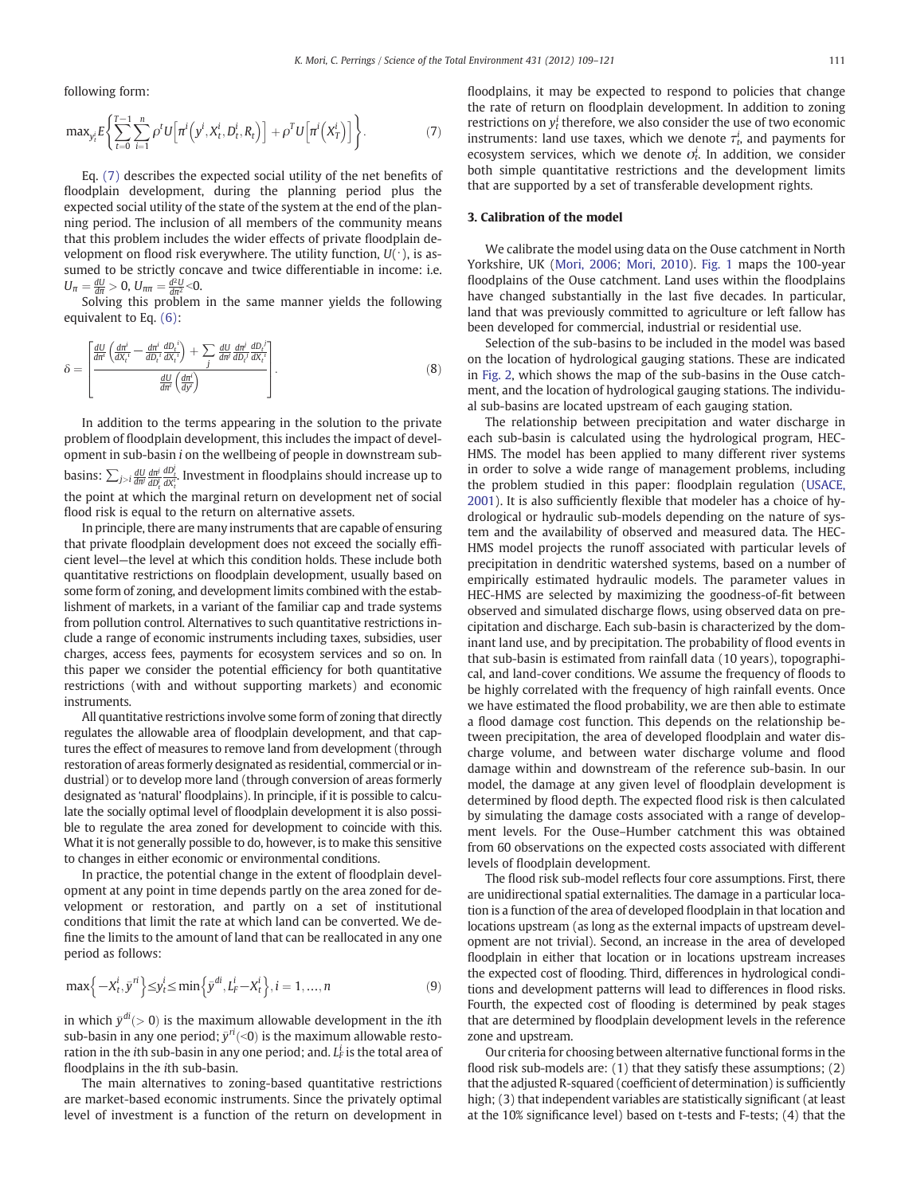following form:

$$\max_{y_t^i} E\left\{\sum_{t=0}^{T-1}\sum_{i=1}^{n}\rho^t U\left[\pi^i\left(y^i, X_t^i, D_t^i, R_t\right)\right] + \rho^T U\left[\pi^i\left(X_T^i\right)\right]\right\}. \tag{7}$$

Eq. (7) describes the expected social utility of the net benefits of floodplain development, during the planning period plus the expected social utility of the state of the system at the end of the planning period. The inclusion of all members of the community means that this problem includes the wider effects of private floodplain development on flood risk everywhere. The utility function, $U(\cdot)$, is assumed to be strictly concave and twice differentiable in income: i.e. $U_\pi = \frac{dU}{d\pi} > 0$, $U_{\pi\pi} = \frac{d^2U}{d\pi^2} < 0$.

Solving this problem in the same manner yields the following equivalent to Eq. (6):

$$\delta = \left[\frac{\frac{dU}{d\pi^i}\left(\frac{d\pi^i}{dX_t^i} - \frac{d\pi^i}{dD_t^i}\frac{dD_t^i}{dX_t^i}\right) + \sum_j \frac{dU}{d\pi^j}\frac{d\pi^j}{dD_t^j}\frac{dD_t^j}{dX_t^i}}{\frac{dU}{d\pi^i}\left(\frac{d\pi^i}{dy^i}\right)}\right]. \tag{8}$$

In addition to the terms appearing in the solution to the private problem of floodplain development, this includes the impact of development in sub-basin $i$ on the wellbeing of people in downstream sub-basins: $\sum_{j>i}\frac{dU}{d\pi^j}\frac{d\pi^j}{dD_t^j}\frac{dD_t^j}{dX_t^i}$. Investment in floodplains should increase up to the point at which the marginal return on development net of social flood risk is equal to the return on alternative assets.

In principle, there are many instruments that are capable of ensuring that private floodplain development does not exceed the socially efficient level—the level at which this condition holds. These include both quantitative restrictions on floodplain development, usually based on some form of zoning, and development limits combined with the establishment of markets, in a variant of the familiar cap and trade systems from pollution control. Alternatives to such quantitative restrictions include a range of economic instruments including taxes, subsidies, user charges, access fees, payments for ecosystem services and so on. In this paper we consider the potential efficiency for both quantitative restrictions (with and without supporting markets) and economic instruments.

All quantitative restrictions involve some form of zoning that directly regulates the allowable area of floodplain development, and that captures the effect of measures to remove land from development (through restoration of areas formerly designated as residential, commercial or industrial) or to develop more land (through conversion of areas formerly designated as 'natural' floodplains). In principle, if it is possible to calculate the socially optimal level of floodplain development it is also possible to regulate the area zoned for development to coincide with this. What it is not generally possible to do, however, is to make this sensitive to changes in either economic or environmental conditions.

In practice, the potential change in the extent of floodplain development at any point in time depends partly on the area zoned for development or restoration, and partly on a set of institutional conditions that limit the rate at which land can be converted. We define the limits to the amount of land that can be reallocated in any one period as follows:

$$\max\left\{-X_t^i, \bar{y}^{ri}\right\} \le y_t^i \le \min\left\{\bar{y}^{di}, L_F^i - X_t^i\right\}, i = 1, \ldots, n \tag{9}$$

in which $\bar{y}^{di}(>0)$ is the maximum allowable development in the $i$th sub-basin in any one period; $\bar{y}^{ri}(<0)$ is the maximum allowable restoration in the $i$th sub-basin in any one period; and. $L_F^i$ is the total area of floodplains in the $i$th sub-basin.

The main alternatives to zoning-based quantitative restrictions are market-based economic instruments. Since the privately optimal level of investment is a function of the return on development in floodplains, it may be expected to respond to policies that change the rate of return on floodplain development. In addition to zoning restrictions on $y_t^i$ therefore, we also consider the use of two economic instruments: land use taxes, which we denote $\tau_t^i$, and payments for ecosystem services, which we denote $\sigma_t^i$. In addition, we consider both simple quantitative restrictions and the development limits that are supported by a set of transferable development rights.

## 3. Calibration of the model

We calibrate the model using data on the Ouse catchment in North Yorkshire, UK (Mori, 2006; Mori, 2010). Fig. 1 maps the 100-year floodplains of the Ouse catchment. Land uses within the floodplains have changed substantially in the last five decades. In particular, land that was previously committed to agriculture or left fallow has been developed for commercial, industrial or residential use.

Selection of the sub-basins to be included in the model was based on the location of hydrological gauging stations. These are indicated in Fig. 2, which shows the map of the sub-basins in the Ouse catchment, and the location of hydrological gauging station. The individual sub-basins are located upstream of each gauging station.

The relationship between precipitation and water discharge in each sub-basin is calculated using the hydrological program, HEC-HMS. The model has been applied to many different river systems in order to solve a wide range of management problems, including the problem studied in this paper: floodplain regulation (USACE, 2001). It is also sufficiently flexible that modeler has a choice of hydrological or hydraulic sub-models depending on the nature of system and the availability of observed and measured data. The HEC-HMS model projects the runoff associated with particular levels of precipitation in dendritic watershed systems, based on a number of empirically estimated hydraulic models. The parameter values in HEC-HMS are selected by maximizing the goodness-of-fit between observed and simulated discharge flows, using observed data on precipitation and discharge. Each sub-basin is characterized by the dominant land use, and by precipitation. The probability of flood events in that sub-basin is estimated from rainfall data (10 years), topographical, and land-cover conditions. We assume the frequency of floods to be highly correlated with the frequency of high rainfall events. Once we have estimated the flood probability, we are then able to estimate a flood damage cost function. This depends on the relationship between precipitation, the area of developed floodplain and water discharge volume, and between water discharge volume and flood damage within and downstream of the reference sub-basin. In our model, the damage at any given level of floodplain development is determined by flood depth. The expected flood risk is then calculated by simulating the damage costs associated with a range of development levels. For the Ouse–Humber catchment this was obtained from 60 observations on the expected costs associated with different levels of floodplain development.

The flood risk sub-model reflects four core assumptions. First, there are unidirectional spatial externalities. The damage in a particular location is a function of the area of developed floodplain in that location and locations upstream (as long as the external impacts of upstream development are not trivial). Second, an increase in the area of developed floodplain in either that location or in locations upstream increases the expected cost of flooding. Third, differences in hydrological conditions and development patterns will lead to differences in flood risks. Fourth, the expected cost of flooding is determined by peak stages that are determined by floodplain development levels in the reference zone and upstream.

Our criteria for choosing between alternative functional forms in the flood risk sub-models are: (1) that they satisfy these assumptions; (2) that the adjusted R-squared (coefficient of determination) is sufficiently high; (3) that independent variables are statistically significant (at least at the 10% significance level) based on t-tests and F-tests; (4) that the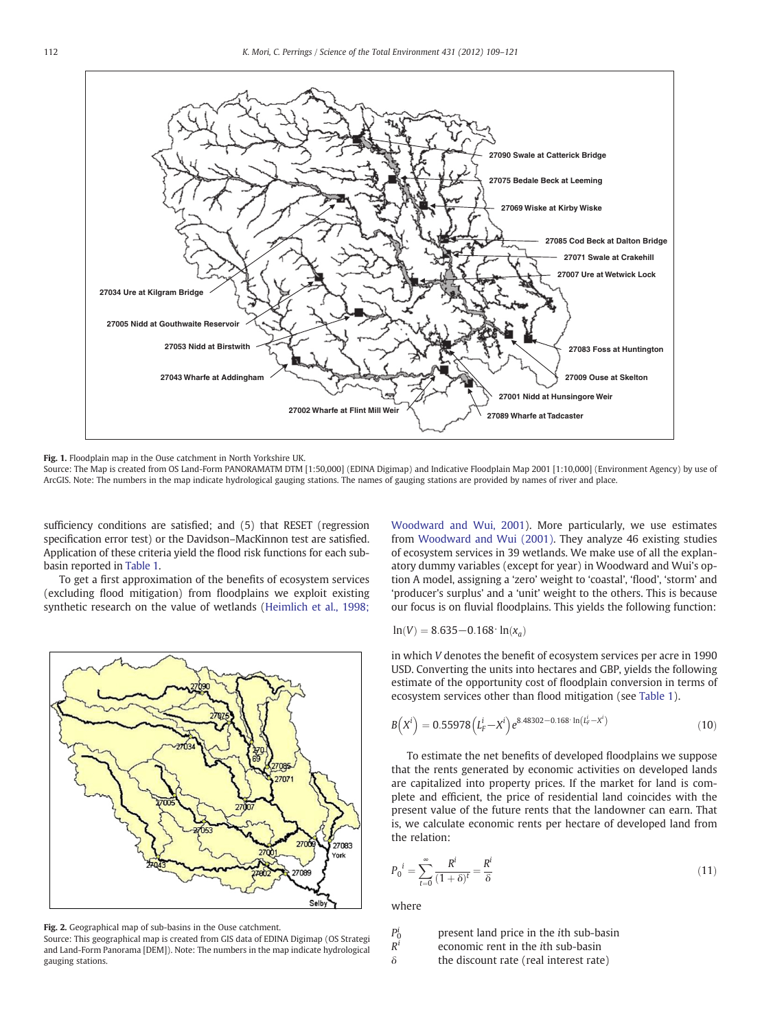Fig. 1. Floodplain map in the Ouse catchment in North Yorkshire UK.
Source: The Map is created from OS Land-Form PANORAMATM DTM [1:50,000] (EDINA Digimap) and Indicative Floodplain Map 2001 [1:10,000] (Environment Agency) by use of ArcGIS. Note: The numbers in the map indicate hydrological gauging stations. The names of gauging stations are provided by names of river and place.

sufficiency conditions are satisfied; and (5) that RESET (regression specification error test) or the Davidson–MacKinnon test are satisfied. Application of these criteria yield the flood risk functions for each sub-basin reported in Table 1.

To get a first approximation of the benefits of ecosystem services (excluding flood mitigation) from floodplains we exploit existing synthetic research on the value of wetlands (Heimlich et al., 1998; Woodward and Wui, 2001). More particularly, we use estimates from Woodward and Wui (2001). They analyze 46 existing studies of ecosystem services in 39 wetlands. We make use of all the explanatory dummy variables (except for year) in Woodward and Wui's option A model, assigning a 'zero' weight to 'coastal', 'flood', 'storm' and 'producer's surplus' and a 'unit' weight to the others. This is because our focus is on fluvial floodplains. This yields the following function:

$$\ln(V) = 8.635 - 0.168 \cdot \ln(x_a)$$

in which $V$ denotes the benefit of ecosystem services per acre in 1990 USD. Converting the units into hectares and GBP, yields the following estimate of the opportunity cost of floodplain conversion in terms of ecosystem services other than flood mitigation (see Table 1).

$$B\left(X^i\right) = 0.55978\left(L_F^i - X^i\right)e^{8.48302 - 0.168 \cdot \ln\left(L_F^i - X^i\right)} \tag{10}$$

To estimate the net benefits of developed floodplains we suppose that the rents generated by economic activities on developed lands are capitalized into property prices. If the market for land is complete and efficient, the price of residential land coincides with the present value of the future rents that the landowner can earn. That is, we calculate economic rents per hectare of developed land from the relation:

$$P_0{}^i = \sum_{t=0}^{\infty} \frac{R^i}{(1+\delta)^t} = \frac{R^i}{\delta} \tag{11}$$

where

$P_0^i$ present land price in the $i$th sub-basin
$R^i$ economic rent in the $i$th sub-basin
$\delta$ the discount rate (real interest rate)

Fig. 2. Geographical map of sub-basins in the Ouse catchment.
Source: This geographical map is created from GIS data of EDINA Digimap (OS Strategi and Land-Form Panorama [DEM]). Note: The numbers in the map indicate hydrological gauging stations.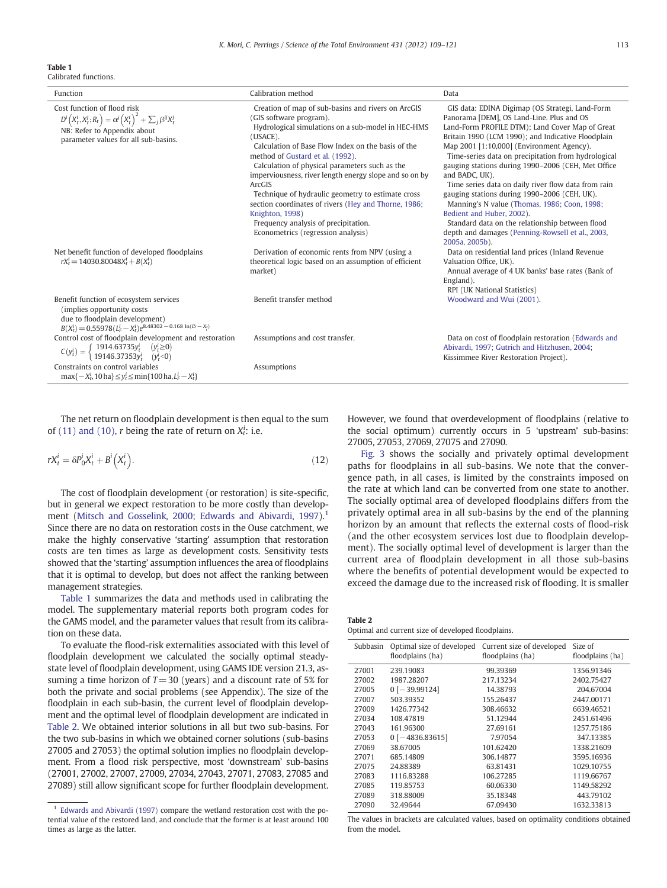**Table 1**
Calibrated functions.

| Function | Calibration method | Data |
|---|---|---|
| Cost function of flood risk $D^i\left(X_t^i, X_t^j; R_t\right) = \alpha^i\left(X_t^i\right)^2 + \sum_j \beta^{ij} X_t^j$ NB: Refer to Appendix about parameter values for all sub-basins. | Creation of map of sub-basins and rivers on ArcGIS (GIS software program). Hydrological simulations on a sub-model in HEC-HMS (USACE). Calculation of Base Flow Index on the basis of the method of Gustard et al. (1992). Calculation of physical parameters such as the imperviousness, river length energy slope and so on by ArcGIS Technique of hydraulic geometry to estimate cross section coordinates of rivers (Hey and Thorne, 1986; Knighton, 1998) Frequency analysis of precipitation. Econometrics (regression analysis) | GIS data: EDINA Digimap (OS Strategi, Land-Form Panorama [DEM], OS Land-Line. Plus and OS Land-Form PROFILE DTM); Land Cover Map of Great Britain 1990 (LCM 1990); and Indicative Floodplain Map 2001 [1:10,000] (Environment Agency). Time-series data on precipitation from hydrological gauging stations during 1990–2006 (CEH, Met Office and BADC, UK). Time series data on daily river flow data from rain gauging stations during 1990–2006 (CEH, UK). Manning's N value (Thomas, 1986; Coon, 1998; Bedient and Huber, 2002). Standard data on the relationship between flood depth and damages (Penning-Rowsell et al., 2003, 2005a, 2005b). |
| Net benefit function of developed floodplains $rX_t^i = 14030.80048X_t^i + B(X_t^i)$ | Derivation of economic rents from NPV (using a theoretical logic based on an assumption of efficient market) | Data on residential land prices (Inland Revenue Valuation Office, UK). Annual average of 4 UK banks' base rates (Bank of England). RPI (UK National Statistics) |
| Benefit function of ecosystem services (implies opportunity costs due to floodplain development) $B(X_t^i) = 0.55978(L_F^i - X_t^i)e^{8.48302 - 0.168\ \ln(L_F^i - X_t^i)}$ | Benefit transfer method | Woodward and Wui (2001). |
| Control cost of floodplain development and restoration $C(y_t^i) = \begin{cases} 1914.63735y_t^i & (y_t^i \geq 0) \\ 19146.37353y_t^i & (y_t^i < 0) \end{cases}$ | Assumptions and cost transfer. | Data on cost of floodplain restoration (Edwards and Abivardi, 1997; Gutrich and Hitzhusen, 2004; Kissimmee River Restoration Project). |
| Constraints on control variables $\max\{-X_t^i, 10\,\text{ha}\} \leq y_t^i \leq \min\{100\,\text{ha}, L_F^i - X_t^i\}$ | Assumptions | |

The net return on floodplain development is then equal to the sum of (11) and (10), $r$ being the rate of return on $X_t^i$: i.e.

$$rX_t^i = \delta P_0^i X_t^i + B^i\left(X_t^i\right). \tag{12}$$

The cost of floodplain development (or restoration) is site-specific, but in general we expect restoration to be more costly than development (Mitsch and Gosselink, 2000; Edwards and Abivardi, 1997).[1] Since there are no data on restoration costs in the Ouse catchment, we make the highly conservative 'starting' assumption that restoration costs are ten times as large as development costs. Sensitivity tests showed that the 'starting' assumption influences the area of floodplains that it is optimal to develop, but does not affect the ranking between management strategies.

Table 1 summarizes the data and methods used in calibrating the model. The supplementary material reports both program codes for the GAMS model, and the parameter values that result from its calibration on these data.

To evaluate the flood-risk externalities associated with this level of floodplain development we calculated the socially optimal steady-state level of floodplain development, using GAMS IDE version 21.3, assuming a time horizon of $T = 30$ (years) and a discount rate of 5% for both the private and social problems (see Appendix). The size of the floodplain in each sub-basin, the current level of floodplain development and the optimal level of floodplain development are indicated in Table 2. We obtained interior solutions in all but two sub-basins. For the two sub-basins in which we obtained corner solutions (sub-basins 27005 and 27053) the optimal solution implies no floodplain development. From a flood risk perspective, most 'downstream' sub-basins (27001, 27002, 27007, 27009, 27034, 27043, 27071, 27083, 27085 and 27089) still allow significant scope for further floodplain development. However, we found that overdevelopment of floodplains (relative to the social optimum) currently occurs in 5 'upstream' sub-basins: 27005, 27053, 27069, 27075 and 27090.

Fig. 3 shows the socially and privately optimal development paths for floodplains in all sub-basins. We note that the convergence path, in all cases, is limited by the constraints imposed on the rate at which land can be converted from one state to another. The socially optimal area of developed floodplains differs from the privately optimal area in all sub-basins by the end of the planning horizon by an amount that reflects the external costs of flood-risk (and the other ecosystem services lost due to floodplain development). The socially optimal level of development is larger than the current area of floodplain development in all those sub-basins where the benefits of potential development would be expected to exceed the damage due to the increased risk of flooding. It is smaller

**Table 2**
Optimal and current size of developed floodplains.

| Subbasin | Optimal size of developed floodplains (ha) | Current size of developed floodplains (ha) | Size of floodplains (ha) |
|---|---|---|---|
| 27001 | 239.19083 | 99.39369 | 1356.91346 |
| 27002 | 1987.28207 | 217.13234 | 2402.75427 |
| 27005 | 0 [−39.99124] | 14.38793 | 204.67004 |
| 27007 | 503.39352 | 155.26437 | 2447.00171 |
| 27009 | 1426.77342 | 308.46632 | 6639.46521 |
| 27034 | 108.47819 | 51.12944 | 2451.61496 |
| 27043 | 161.96300 | 27.69161 | 1257.75186 |
| 27053 | 0 [−4836.83615] | 7.97054 | 347.13385 |
| 27069 | 38.67005 | 101.62420 | 1338.21609 |
| 27071 | 685.14809 | 306.14877 | 3595.16936 |
| 27075 | 24.88389 | 63.81431 | 1029.10755 |
| 27083 | 1116.83288 | 106.27285 | 1119.66767 |
| 27085 | 119.85753 | 60.06330 | 1149.58292 |
| 27089 | 318.88009 | 35.18348 | 443.79102 |
| 27090 | 32.49644 | 67.09430 | 1632.33813 |

The values in brackets are calculated values, based on optimality conditions obtained from the model.

[1] Edwards and Abivardi (1997) compare the wetland restoration cost with the potential value of the restored land, and conclude that the former is at least around 100 times as large as the latter.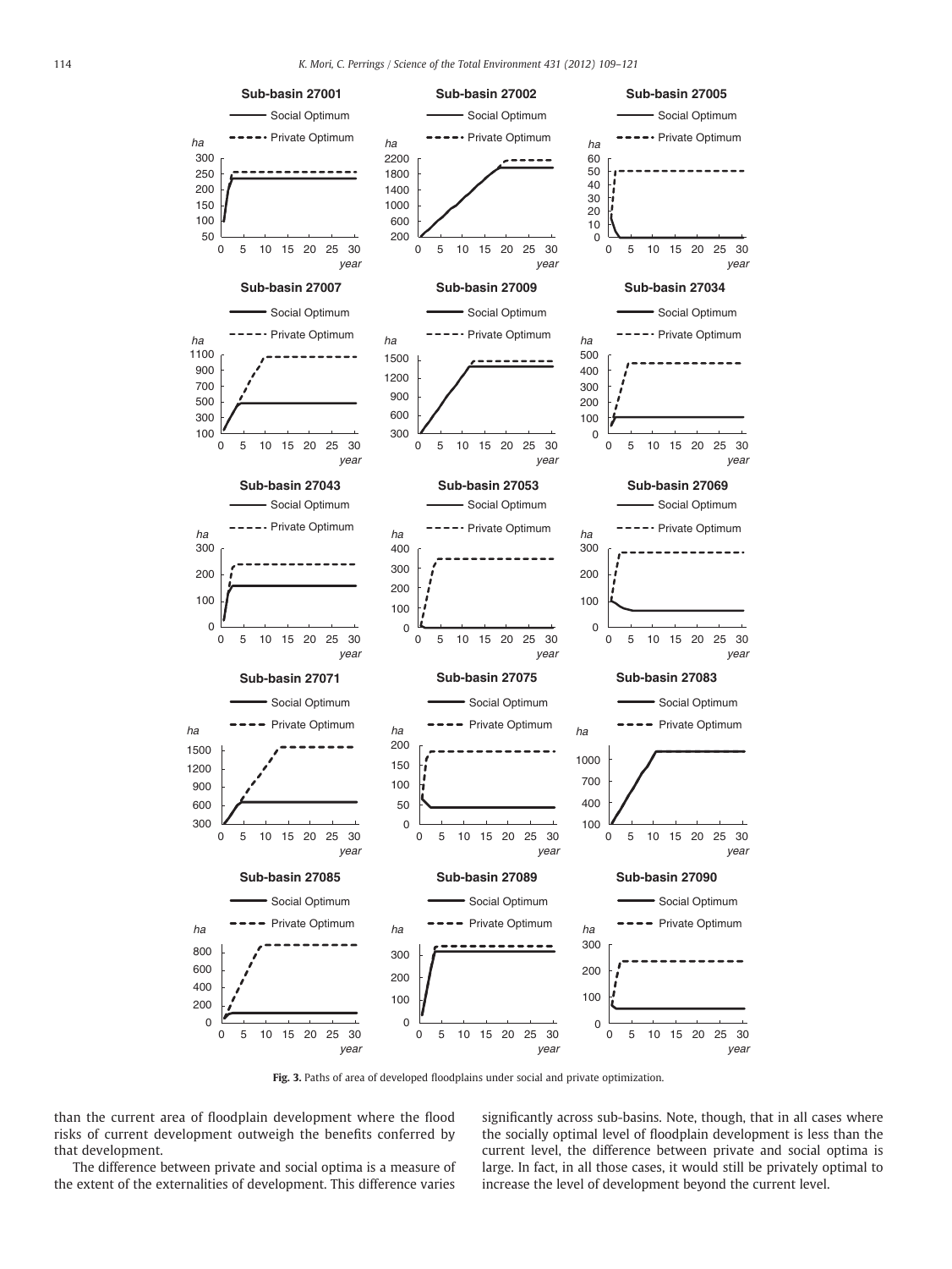Fig. 3. Paths of area of developed floodplains under social and private optimization.

than the current area of floodplain development where the flood risks of current development outweigh the benefits conferred by that development.

The difference between private and social optima is a measure of the extent of the externalities of development. This difference varies significantly across sub-basins. Note, though, that in all cases where the socially optimal level of floodplain development is less than the current level, the difference between private and social optima is large. In fact, in all those cases, it would still be privately optimal to increase the level of development beyond the current level.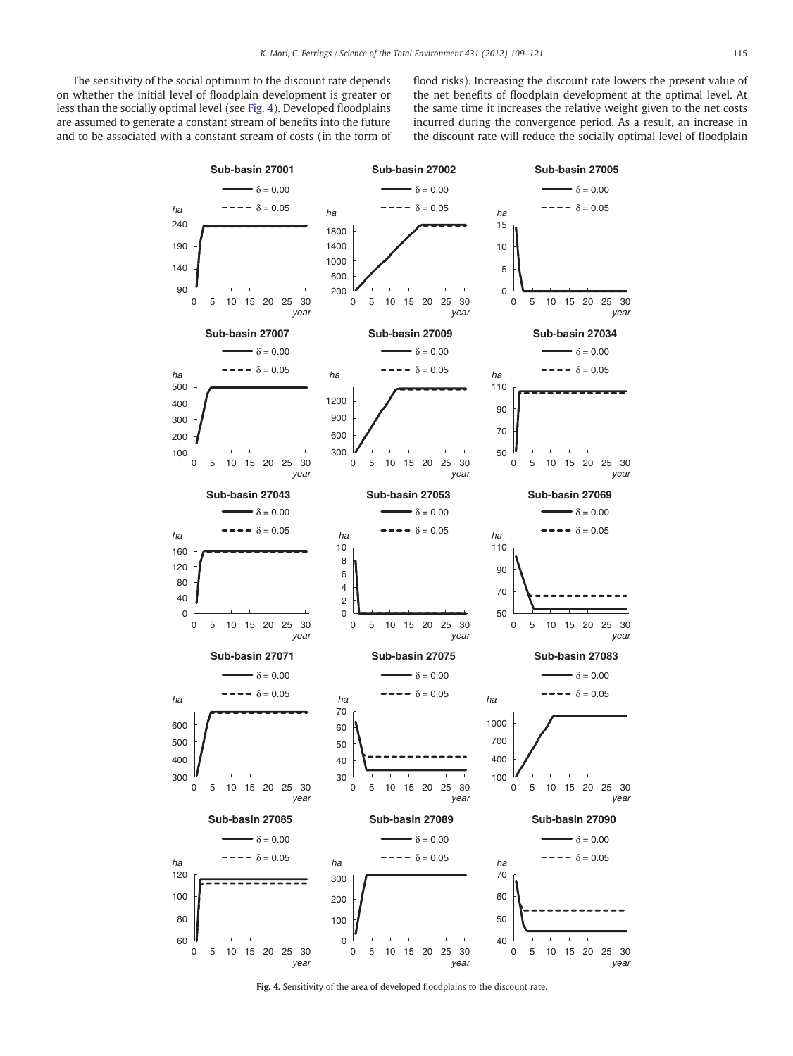The sensitivity of the social optimum to the discount rate depends on whether the initial level of floodplain development is greater or less than the socially optimal level (see Fig. 4). Developed floodplains are assumed to generate a constant stream of benefits into the future and to be associated with a constant stream of costs (in the form of flood risks). Increasing the discount rate lowers the present value of the net benefits of floodplain development at the optimal level. At the same time it increases the relative weight given to the net costs incurred during the convergence period. As a result, an increase in the discount rate will reduce the socially optimal level of floodplain

**Fig. 4.** Sensitivity of the area of developed floodplains to the discount rate.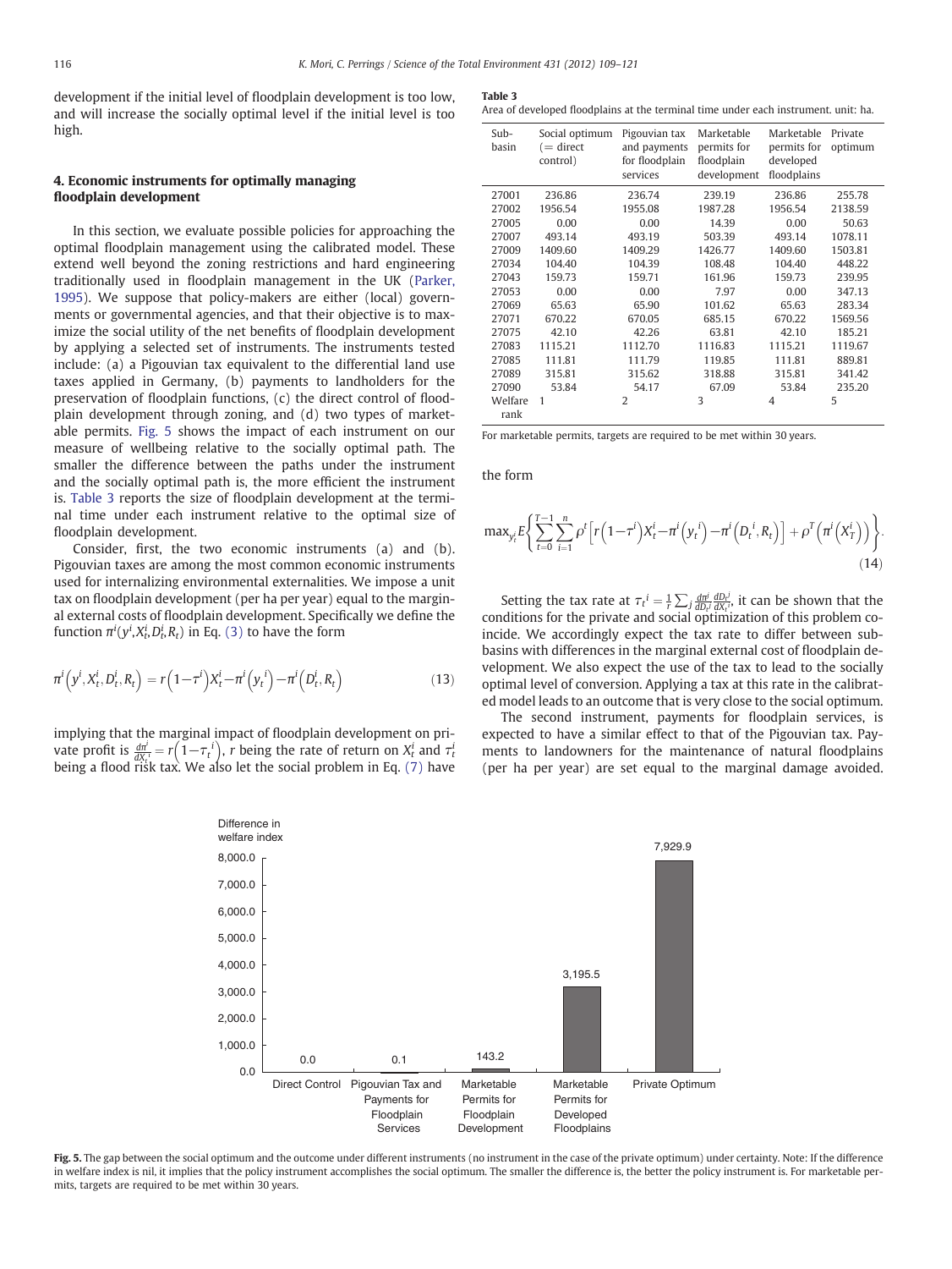development if the initial level of floodplain development is too low, and will increase the socially optimal level if the initial level is too high.

## 4. Economic instruments for optimally managing floodplain development

In this section, we evaluate possible policies for approaching the optimal floodplain management using the calibrated model. These extend well beyond the zoning restrictions and hard engineering traditionally used in floodplain management in the UK (Parker, 1995). We suppose that policy-makers are either (local) governments or governmental agencies, and that their objective is to maximize the social utility of the net benefits of floodplain development by applying a selected set of instruments. The instruments tested include: (a) a Pigouvian tax equivalent to the differential land use taxes applied in Germany, (b) payments to landholders for the preservation of floodplain functions, (c) the direct control of floodplain development through zoning, and (d) two types of marketable permits. Fig. 5 shows the impact of each instrument on our measure of wellbeing relative to the socially optimal path. The smaller the difference between the paths under the instrument and the socially optimal path is, the more efficient the instrument is. Table 3 reports the size of floodplain development at the terminal time under each instrument relative to the optimal size of floodplain development.

Consider, first, the two economic instruments (a) and (b). Pigouvian taxes are among the most common economic instruments used for internalizing environmental externalities. We impose a unit tax on floodplain development (per ha per year) equal to the marginal external costs of floodplain development. Specifically we define the function $\pi^i(y^i, X_t^i, D_t^i, R_t)$ in Eq. (3) to have the form

$$\pi^i\left(y^i, X_t^i, D_t^i, R_t\right) = r\left(1-\tau^i\right)X_t^i - \pi^i\left(y_t^{\,i}\right) - \pi^i\left(D_t^{\,i}, R_t\right) \tag{13}$$

implying that the marginal impact of floodplain development on private profit is $\frac{d\pi^i}{dX_t^i} = r\left(1-\tau_t^{\,i}\right)$, $r$ being the rate of return on $X_t^i$ and $\tau_t^i$ being a flood risk tax. We also let the social problem in Eq. (7) have the form

$$\max_{y_t^i} E\left\{\sum_{t=0}^{T-1}\sum_{i=1}^{n}\rho^t\left[r\left(1-\tau^i\right)X_t^i - \pi^i\left(y_t^{\,i}\right) - \pi^i\left(D_t^{\,i}, R_t\right)\right] + \rho^T\left(\pi^i\left(X_T^i\right)\right)\right\}. \tag{14}$$

Setting the tax rate at $\tau_t^{\,i} = \frac{1}{r}\sum_j \frac{d\pi^j}{dD_t^{\,j}}\frac{dD_t^{\,j}}{dX_t^{\,i}}$, it can be shown that the conditions for the private and social optimization of this problem coincide. We accordingly expect the tax rate to differ between sub-basins with differences in the marginal external cost of floodplain development. We also expect the use of the tax to lead to the socially optimal level of conversion. Applying a tax at this rate in the calibrated model leads to an outcome that is very close to the social optimum.

The second instrument, payments for floodplain services, is expected to have a similar effect to that of the Pigouvian tax. Payments to landowners for the maintenance of natural floodplains (per ha per year) are set equal to the marginal damage avoided.

**Table 3**
Area of developed floodplains at the terminal time under each instrument. unit: ha.

| Sub-basin | Social optimum (= direct control) | Pigouvian tax and payments for floodplain services | Marketable permits for floodplain development | Marketable permits for developed floodplains | Private optimum |
|---|---|---|---|---|---|
| 27001 | 236.86 | 236.74 | 239.19 | 236.86 | 255.78 |
| 27002 | 1956.54 | 1955.08 | 1987.28 | 1956.54 | 2138.59 |
| 27005 | 0.00 | 0.00 | 14.39 | 0.00 | 50.63 |
| 27007 | 493.14 | 493.19 | 503.39 | 493.14 | 1078.11 |
| 27009 | 1409.60 | 1409.29 | 1426.77 | 1409.60 | 1503.81 |
| 27034 | 104.40 | 104.39 | 108.48 | 104.40 | 448.22 |
| 27043 | 159.73 | 159.71 | 161.96 | 159.73 | 239.95 |
| 27053 | 0.00 | 0.00 | 7.97 | 0.00 | 347.13 |
| 27069 | 65.63 | 65.90 | 101.62 | 65.63 | 283.34 |
| 27071 | 670.22 | 670.05 | 685.15 | 670.22 | 1569.56 |
| 27075 | 42.10 | 42.26 | 63.81 | 42.10 | 185.21 |
| 27083 | 1115.21 | 1112.70 | 1116.83 | 1115.21 | 1119.67 |
| 27085 | 111.81 | 111.79 | 119.85 | 111.81 | 889.81 |
| 27089 | 315.81 | 315.62 | 318.88 | 315.81 | 341.42 |
| 27090 | 53.84 | 54.17 | 67.09 | 53.84 | 235.20 |
| Welfare rank | 1 | 2 | 3 | 4 | 5 |

For marketable permits, targets are required to be met within 30 years.

**Fig. 5.** The gap between the social optimum and the outcome under different instruments (no instrument in the case of the private optimum) under certainty. Note: If the difference in welfare index is nil, it implies that the policy instrument accomplishes the social optimum. The smaller the difference is, the better the policy instrument is. For marketable permits, targets are required to be met within 30 years.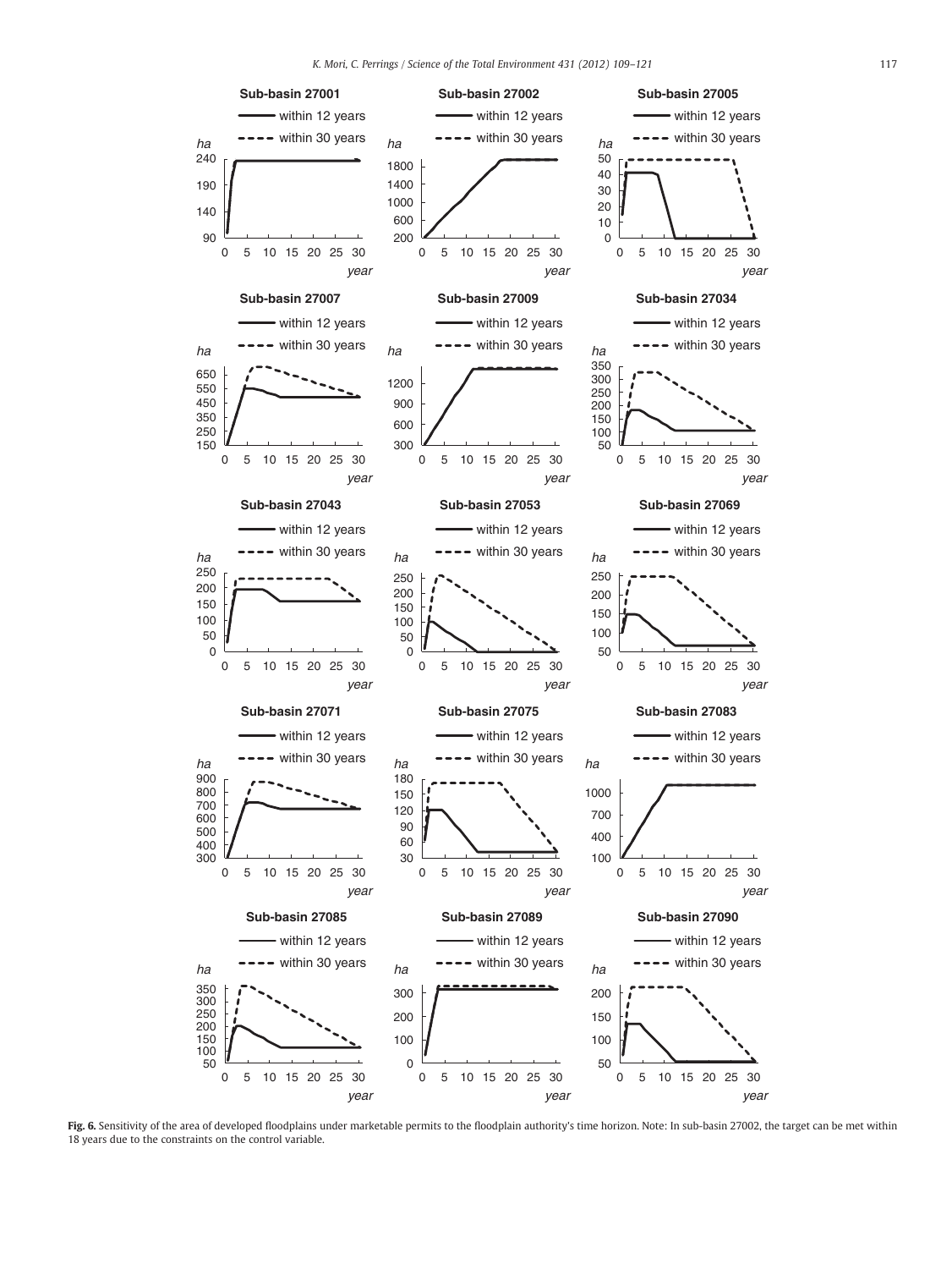**Fig. 6.** Sensitivity of the area of developed floodplains under marketable permits to the floodplain authority's time horizon. Note: In sub-basin 27002, the target can be met within 18 years due to the constraints on the control variable.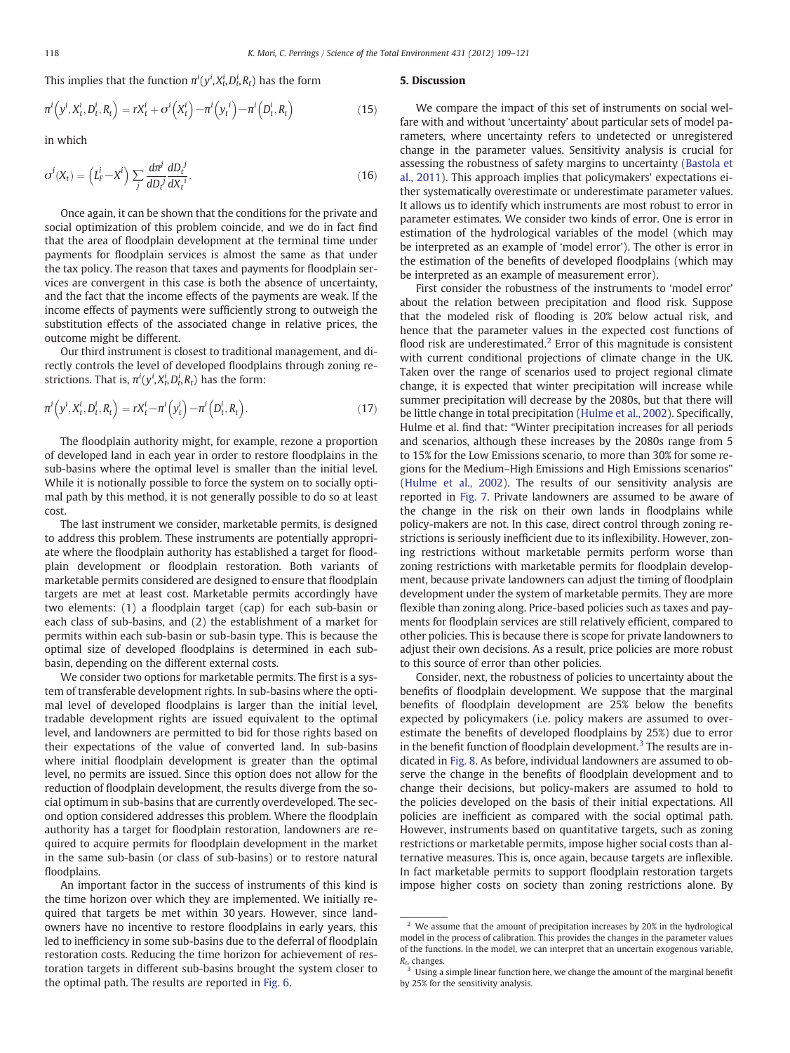This implies that the function $\pi^i(y^i, X_t^i, D_t^i, R_t)$ has the form

$$\pi^i\left(y^i, X_t^i, D_t^i, R_t\right) = rX_t^i + \sigma^i\left(X_t^i\right) - \pi^i\left(y_t{}^i\right) - \pi^i\left(D_t^i, R_t\right) \tag{15}$$

in which

$$\sigma^i(X_t) = \left(L_F^i - X^i\right) \sum_j \frac{d\pi^j}{dD_t{}^j} \frac{dD_t{}^j}{dX_t{}^i}. \tag{16}$$

Once again, it can be shown that the conditions for the private and social optimization of this problem coincide, and we do in fact find that the area of floodplain development at the terminal time under payments for floodplain services is almost the same as that under the tax policy. The reason that taxes and payments for floodplain services are convergent in this case is both the absence of uncertainty, and the fact that the income effects of the payments are weak. If the income effects of payments were sufficiently strong to outweigh the substitution effects of the associated change in relative prices, the outcome might be different.

Our third instrument is closest to traditional management, and directly controls the level of developed floodplains through zoning restrictions. That is, $\pi^i(y^i, X_t^i, D_t^i, R_t)$ has the form:

$$\pi^i\left(y^i, X_t^i, D_t^i, R_t\right) = rX_t^i - \pi^i\left(y_t^i\right) - \pi^i\left(D_t^i, R_t\right). \tag{17}$$

The floodplain authority might, for example, rezone a proportion of developed land in each year in order to restore floodplains in the sub-basins where the optimal level is smaller than the initial level. While it is notionally possible to force the system on to socially optimal path by this method, it is not generally possible to do so at least cost.

The last instrument we consider, marketable permits, is designed to address this problem. These instruments are potentially appropriate where the floodplain authority has established a target for floodplain development or floodplain restoration. Both variants of marketable permits considered are designed to ensure that floodplain targets are met at least cost. Marketable permits accordingly have two elements: (1) a floodplain target (cap) for each sub-basin or each class of sub-basins, and (2) the establishment of a market for permits within each sub-basin or sub-basin type. This is because the optimal size of developed floodplains is determined in each sub-basin, depending on the different external costs.

We consider two options for marketable permits. The first is a system of transferable development rights. In sub-basins where the optimal level of developed floodplains is larger than the initial level, tradable development rights are issued equivalent to the optimal level, and landowners are permitted to bid for those rights based on their expectations of the value of converted land. In sub-basins where initial floodplain development is greater than the optimal level, no permits are issued. Since this option does not allow for the reduction of floodplain development, the results diverge from the social optimum in sub-basins that are currently overdeveloped. The second option considered addresses this problem. Where the floodplain authority has a target for floodplain restoration, landowners are required to acquire permits for floodplain development in the market in the same sub-basin (or class of sub-basins) or to restore natural floodplains.

An important factor in the success of instruments of this kind is the time horizon over which they are implemented. We initially required that targets be met within 30 years. However, since landowners have no incentive to restore floodplains in early years, this led to inefficiency in some sub-basins due to the deferral of floodplain restoration costs. Reducing the time horizon for achievement of restoration targets in different sub-basins brought the system closer to the optimal path. The results are reported in Fig. 6.

## 5. Discussion

We compare the impact of this set of instruments on social welfare with and without 'uncertainty' about particular sets of model parameters, where uncertainty refers to undetected or unregistered change in the parameter values. Sensitivity analysis is crucial for assessing the robustness of safety margins to uncertainty (Bastola et al., 2011). This approach implies that policymakers' expectations either systematically overestimate or underestimate parameter values. It allows us to identify which instruments are most robust to error in parameter estimates. We consider two kinds of error. One is error in estimation of the hydrological variables of the model (which may be interpreted as an example of 'model error'). The other is error in the estimation of the benefits of developed floodplains (which may be interpreted as an example of measurement error).

First consider the robustness of the instruments to 'model error' about the relation between precipitation and flood risk. Suppose that the modeled risk of flooding is 20% below actual risk, and hence that the parameter values in the expected cost functions of flood risk are underestimated.[2] Error of this magnitude is consistent with current conditional projections of climate change in the UK. Taken over the range of scenarios used to project regional climate change, it is expected that winter precipitation will increase while summer precipitation will decrease by the 2080s, but that there will be little change in total precipitation (Hulme et al., 2002). Specifically, Hulme et al. find that: "Winter precipitation increases for all periods and scenarios, although these increases by the 2080s range from 5 to 15% for the Low Emissions scenario, to more than 30% for some regions for the Medium–High Emissions and High Emissions scenarios" (Hulme et al., 2002). The results of our sensitivity analysis are reported in Fig. 7. Private landowners are assumed to be aware of the change in the risk on their own lands in floodplains while policy-makers are not. In this case, direct control through zoning restrictions is seriously inefficient due to its inflexibility. However, zoning restrictions without marketable permits perform worse than zoning restrictions with marketable permits for floodplain development, because private landowners can adjust the timing of floodplain development under the system of marketable permits. They are more flexible than zoning along. Price-based policies such as taxes and payments for floodplain services are still relatively efficient, compared to other policies. This is because there is scope for private landowners to adjust their own decisions. As a result, price policies are more robust to this source of error than other policies.

Consider, next, the robustness of policies to uncertainty about the benefits of floodplain development. We suppose that the marginal benefits of floodplain development are 25% below the benefits expected by policymakers (i.e. policy makers are assumed to overestimate the benefits of developed floodplains by 25%) due to error in the benefit function of floodplain development.[3] The results are indicated in Fig. 8. As before, individual landowners are assumed to observe the change in the benefits of floodplain development and to change their decisions, but policy-makers are assumed to hold to the policies developed on the basis of their initial expectations. All policies are inefficient as compared with the social optimal path. However, instruments based on quantitative targets, such as zoning restrictions or marketable permits, impose higher social costs than alternative measures. This is, once again, because targets are inflexible. In fact marketable permits to support floodplain restoration targets impose higher costs on society than zoning restrictions alone. By

---

[2] We assume that the amount of precipitation increases by 20% in the hydrological model in the process of calibration. This provides the changes in the parameter values of the functions. In the model, we can interpret that an uncertain exogenous variable, $R_t$, changes.

[3] Using a simple linear function here, we change the amount of the marginal benefit by 25% for the sensitivity analysis.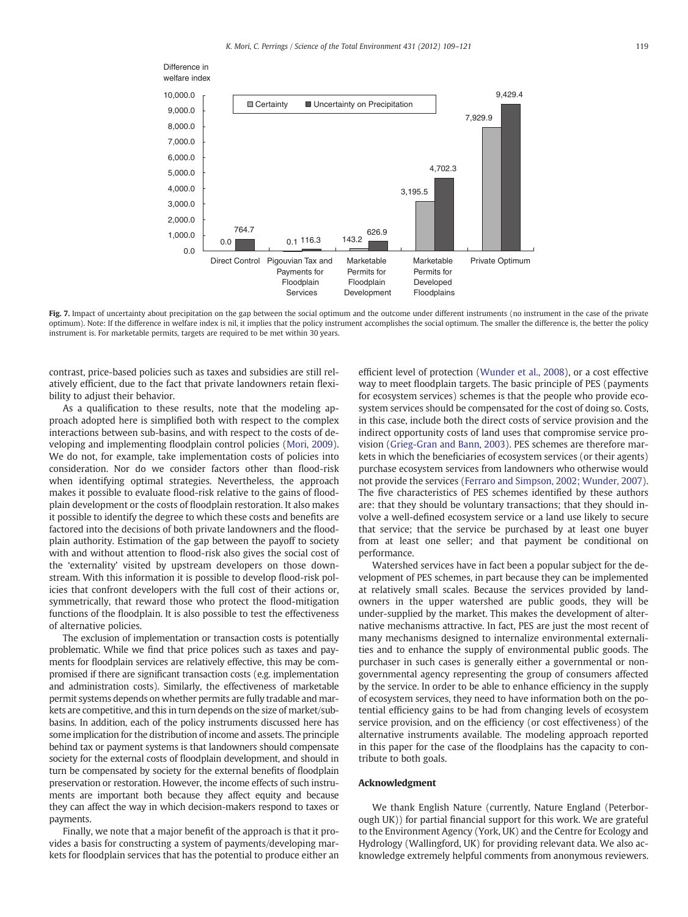Difference in welfare index

10,000.0
9,000.0
8,000.0
7,000.0
6,000.0
5,000.0
4,000.0
3,000.0
2,000.0
1,000.0
0.0

Certainty
Uncertainty on Precipitation

0.0
764.7
0.1
116.3
143.2
626.9
3,195.5
4,702.3
7,929.9
9,429.4

Direct Control
Pigouvian Tax and Payments for Floodplain Services
Marketable Permits for Floodplain Development
Marketable Permits for Developed Floodplains
Private Optimum

**Fig. 7.** Impact of uncertainty about precipitation on the gap between the social optimum and the outcome under different instruments (no instrument in the case of the private optimum). Note: If the difference in welfare index is nil, it implies that the policy instrument accomplishes the social optimum. The smaller the difference is, the better the policy instrument is. For marketable permits, targets are required to be met within 30 years.

contrast, price-based policies such as taxes and subsidies are still relatively efficient, due to the fact that private landowners retain flexibility to adjust their behavior.

As a qualification to these results, note that the modeling approach adopted here is simplified both with respect to the complex interactions between sub-basins, and with respect to the costs of developing and implementing floodplain control policies (Mori, 2009). We do not, for example, take implementation costs of policies into consideration. Nor do we consider factors other than flood-risk when identifying optimal strategies. Nevertheless, the approach makes it possible to evaluate flood-risk relative to the gains of floodplain development or the costs of floodplain restoration. It also makes it possible to identify the degree to which these costs and benefits are factored into the decisions of both private landowners and the floodplain authority. Estimation of the gap between the payoff to society with and without attention to flood-risk also gives the social cost of the 'externality' visited by upstream developers on those downstream. With this information it is possible to develop flood-risk policies that confront developers with the full cost of their actions or, symmetrically, that reward those who protect the flood-mitigation functions of the floodplain. It is also possible to test the effectiveness of alternative policies.

The exclusion of implementation or transaction costs is potentially problematic. While we find that price polices such as taxes and payments for floodplain services are relatively effective, this may be compromised if there are significant transaction costs (e.g. implementation and administration costs). Similarly, the effectiveness of marketable permit systems depends on whether permits are fully tradable and markets are competitive, and this in turn depends on the size of market/sub-basins. In addition, each of the policy instruments discussed here has some implication for the distribution of income and assets. The principle behind tax or payment systems is that landowners should compensate society for the external costs of floodplain development, and should in turn be compensated by society for the external benefits of floodplain preservation or restoration. However, the income effects of such instruments are important both because they affect equity and because they can affect the way in which decision-makers respond to taxes or payments.

Finally, we note that a major benefit of the approach is that it provides a basis for constructing a system of payments/developing markets for floodplain services that has the potential to produce either an efficient level of protection (Wunder et al., 2008), or a cost effective way to meet floodplain targets. The basic principle of PES (payments for ecosystem services) schemes is that the people who provide ecosystem services should be compensated for the cost of doing so. Costs, in this case, include both the direct costs of service provision and the indirect opportunity costs of land uses that compromise service provision (Grieg-Gran and Bann, 2003). PES schemes are therefore markets in which the beneficiaries of ecosystem services (or their agents) purchase ecosystem services from landowners who otherwise would not provide the services (Ferraro and Simpson, 2002; Wunder, 2007). The five characteristics of PES schemes identified by these authors are: that they should be voluntary transactions; that they should involve a well-defined ecosystem service or a land use likely to secure that service; that the service be purchased by at least one buyer from at least one seller; and that payment be conditional on performance.

Watershed services have in fact been a popular subject for the development of PES schemes, in part because they can be implemented at relatively small scales. Because the services provided by landowners in the upper watershed are public goods, they will be under-supplied by the market. This makes the development of alternative mechanisms attractive. In fact, PES are just the most recent of many mechanisms designed to internalize environmental externalities and to enhance the supply of environmental public goods. The purchaser in such cases is generally either a governmental or non-governmental agency representing the group of consumers affected by the service. In order to be able to enhance efficiency in the supply of ecosystem services, they need to have information both on the potential efficiency gains to be had from changing levels of ecosystem service provision, and on the efficiency (or cost effectiveness) of the alternative instruments available. The modeling approach reported in this paper for the case of the floodplains has the capacity to contribute to both goals.

## Acknowledgment

We thank English Nature (currently, Nature England (Peterborough UK)) for partial financial support for this work. We are grateful to the Environment Agency (York, UK) and the Centre for Ecology and Hydrology (Wallingford, UK) for providing relevant data. We also acknowledge extremely helpful comments from anonymous reviewers.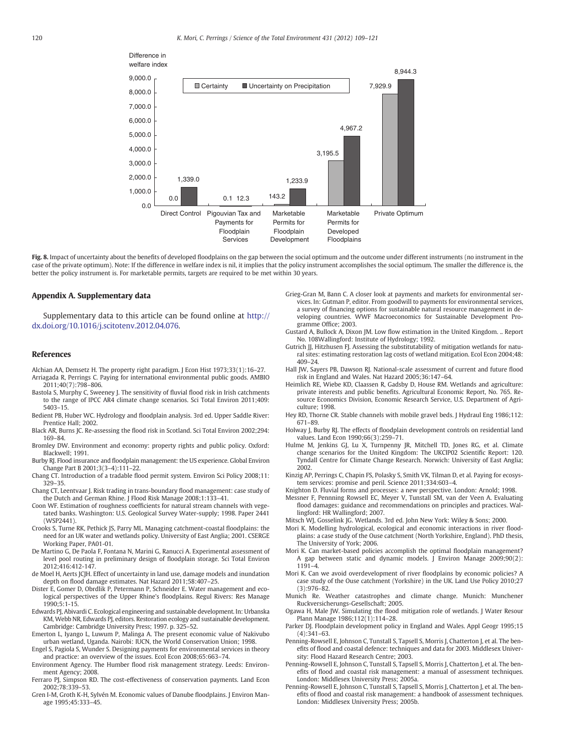**Fig. 8.** Impact of uncertainty about the benefits of developed floodplains on the gap between the social optimum and the outcome under different instruments (no instrument in the case of the private optimum). Note: If the difference in welfare index is nil, it implies that the policy instrument accomplishes the social optimum. The smaller the difference is, the better the policy instrument is. For marketable permits, targets are required to be met within 30 years.

## Appendix A. Supplementary data

Supplementary data to this article can be found online at http://dx.doi.org/10.1016/j.scitotenv.2012.04.076.

## References

Alchian AA, Demsetz H. The property right paradigm. J Econ Hist 1973;33(1):16–27.

Arriagada R, Perrings C. Paying for international environmental public goods. AMBIO 2011;40(7):798–806.

Bastola S, Murphy C, Sweeney J. The sensitivity of fluvial flood risk in Irish catchments to the range of IPCC AR4 climate change scenarios. Sci Total Environ 2011;409:5403–15.

Bedient PB, Huber WC. Hydrology and floodplain analysis. 3rd ed. Upper Saddle River: Prentice Hall; 2002.

Black AR, Burns JC. Re-assessing the flood risk in Scotland. Sci Total Environ 2002;294:169–84.

Bromley DW. Environment and economy: property rights and public policy. Oxford: Blackwell; 1991.

Burby RJ. Flood insurance and floodplain management: the US experience. Global Environ Change Part B 2001;3(3–4):111–22.

Chang CT. Introduction of a tradable flood permit system. Environ Sci Policy 2008;11:329–35.

Chang CT, Leentvaar J. Risk trading in trans-boundary flood management: case study of the Dutch and German Rhine. J Flood Risk Manage 2008;1:133–41.

Coon WF. Estimation of roughness coefficients for natural stream channels with vegetated banks. Washington: U.S. Geological Survey Water-supply; 1998. Paper 2441 (WSP2441).

Crooks S, Turne RK, Pethick JS, Parry ML. Managing catchment-coastal floodplains: the need for an UK water and wetlands policy. University of East Anglia; 2001. CSERGE Working Paper, PA01-01.

De Martino G, De Paola F, Fontana N, Marini G, Ranucci A. Experimental assessment of level pool routing in preliminary design of floodplain storage. Sci Total Environ 2012;416:412-147.

de Moel H, Aerts JCJH. Effect of uncertainty in land use, damage models and inundation depth on flood damage estimates. Nat Hazard 2011;58:407–25.

Dister E, Gomer D, Obrdlik P, Petermann P, Schneider E. Water management and ecological perspectives of the Upper Rhine's floodplains. Regul Rivers: Res Manage 1990;5:1-15.

Edwards PJ, Abivardi C. Ecological engineering and sustainable development. In: Urbanska KM, Webb NR, Edwards PJ, editors. Restoration ecology and sustainable development. Cambridge: Cambridge University Press; 1997. p. 325–52.

Emerton L, Iyango L, Luwum P, Malinga A. The present economic value of Nakivubo urban wetland, Uganda. Nairobi: IUCN, the World Conservation Union; 1998.

Engel S, Pagiola S, Wunder S. Designing payments for environmental services in theory and practice: an overview of the issues. Ecol Econ 2008;65:663–74.

Environment Agency. The Humber flood risk management strategy. Leeds: Environment Agency; 2008.

Ferraro PJ, Simpson RD. The cost-effectiveness of conservation payments. Land Econ 2002;78:339–53.

Gren I-M, Groth K-H, Sylvén M. Economic values of Danube floodplains. J Environ Manage 1995;45:333–45.

Grieg-Gran M, Bann C. A closer look at payments and markets for environmental services. In: Gutman P, editor. From goodwill to payments for environmental services, a survey of financing options for sustainable natural resource management in developing countries. WWF Macroeconomics for Sustainable Development Programme Office; 2003.

Gustard A, Bullock A, Dixon JM. Low flow estimation in the United Kingdom. .. Report No. 108Wallingford: Institute of Hydrology; 1992.

Gutrich JJ, Hitzhusen FJ. Assessing the substitutability of mitigation wetlands for natural sites: estimating restoration lag costs of wetland mitigation. Ecol Econ 2004;48:409–24.

Hall JW, Sayers PB, Dawson RJ. National-scale assessment of current and future flood risk in England and Wales. Nat Hazard 2005;36:147–64.

Heimlich RE, Wiebe KD, Claassen R, Gadsby D, House RM. Wetlands and agriculture: private interests and public benefits. Agricultural Economic Report, No. 765. Resource Economics Division, Economic Research Service, U.S. Department of Agriculture; 1998.

Hey RD, Thorne CR. Stable channels with mobile gravel beds. J Hydraul Eng 1986;112:671–89.

Holway J, Burby RJ. The effects of floodplain development controls on residential land values. Land Econ 1990;66(3):259–71.

Hulme M, Jenkins GJ, Lu X, Turnpenny JR, Mitchell TD, Jones RG, et al. Climate change scenarios for the United Kingdom: The UKCIP02 Scientific Report: 120. Tyndall Centre for Climate Change Research. Norwich: University of East Anglia; 2002.

Kinzig AP, Perrings C, Chapin FS, Polasky S, Smith VK, Tilman D, et al. Paying for ecosystem services: promise and peril. Science 2011;334:603–4.

Knighton D. Fluvial forms and processes: a new perspective. London: Arnold; 1998.

Messner F, Pennning Rowsell EC, Meyer V, Tunstall SM, van der Veen A. Evaluating flood damages: guidance and recommendations on principles and practices. Wallingford: HR Wallingford; 2007.

Mitsch WJ, Gosselink JG. Wetlands. 3rd ed. John New York: Wiley & Sons; 2000.

Mori K. Modelling hydrological, ecological and economic interactions in river floodplains: a case study of the Ouse catchment (North Yorkshire, England). PhD thesis, The University of York; 2006.

Mori K. Can market-based policies accomplish the optimal floodplain management? A gap between static and dynamic models. J Environ Manage 2009;90(2):1191–4.

Mori K. Can we avoid overdevelopment of river floodplains by economic policies? A case study of the Ouse catchment (Yorkshire) in the UK. Land Use Policy 2010;27(3):976–82.

Munich Re. Weather catastrophes and climate change. Munich: Munchener Ruckversicherungs-Gesellschaft; 2005.

Ogawa H, Male JW. Simulating the flood mitigation role of wetlands. J Water Resour Plann Manage 1986;112(1):114–28.

Parker DJ. Floodplain development policy in England and Wales. Appl Geogr 1995;15(4):341–63.

Penning-Rowsell E, Johnson C, Tunstall S, Tapsell S, Morris J, Chatterton J, et al. The benefits of flood and coastal defence: techniques and data for 2003. Middlesex University: Flood Hazard Research Centre; 2003.

Penning-Rowsell E, Johnson C, Tunstall S, Tapsell S, Morris J, Chatterton J, et al. The benefits of flood and coastal risk management: a manual of assessment techniques. London: Middlesex University Press; 2005a.

Penning-Rowsell E, Johnson C, Tunstall S, Tapsell S, Morris J, Chatterton J, et al. The benefits of flood and coastal risk management: a handbook of assessment techniques. London: Middlesex University Press; 2005b.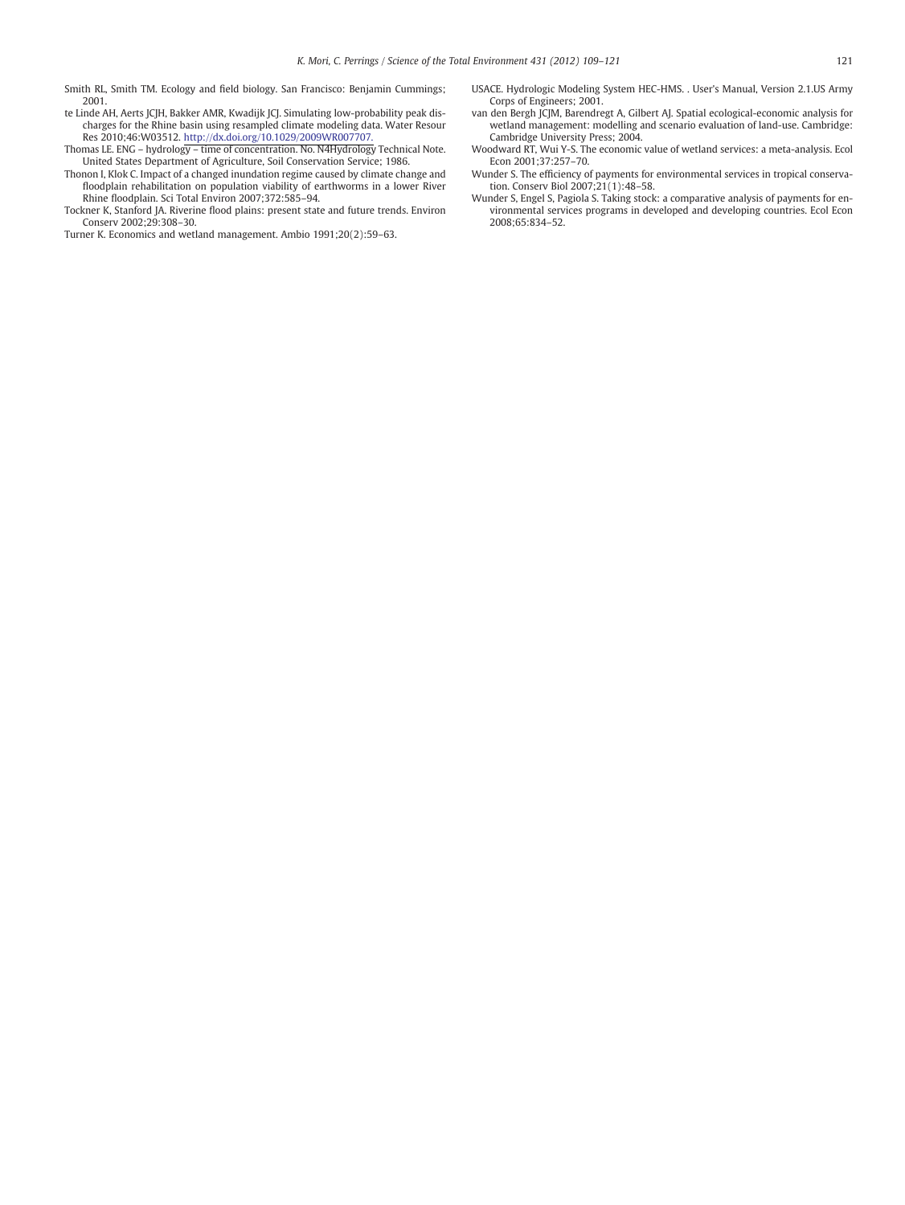Smith RL, Smith TM. Ecology and field biology. San Francisco: Benjamin Cummings; 2001.

te Linde AH, Aerts JCJH, Bakker AMR, Kwadijk JCJ. Simulating low-probability peak discharges for the Rhine basin using resampled climate modeling data. Water Resour Res 2010;46:W03512. http://dx.doi.org/10.1029/2009WR007707.

Thomas LE. ENG – hydrology – time of concentration. No. N4Hydrology Technical Note. United States Department of Agriculture, Soil Conservation Service; 1986.

Thonon I, Klok C. Impact of a changed inundation regime caused by climate change and floodplain rehabilitation on population viability of earthworms in a lower River Rhine floodplain. Sci Total Environ 2007;372:585–94.

Tockner K, Stanford JA. Riverine flood plains: present state and future trends. Environ Conserv 2002;29:308–30.

Turner K. Economics and wetland management. Ambio 1991;20(2):59–63.

USACE. Hydrologic Modeling System HEC-HMS. . User's Manual, Version 2.1.US Army Corps of Engineers; 2001.

van den Bergh JCJM, Barendregt A, Gilbert AJ. Spatial ecological-economic analysis for wetland management: modelling and scenario evaluation of land-use. Cambridge: Cambridge University Press; 2004.

Woodward RT, Wui Y-S. The economic value of wetland services: a meta-analysis. Ecol Econ 2001;37:257–70.

Wunder S. The efficiency of payments for environmental services in tropical conservation. Conserv Biol 2007;21(1):48–58.

Wunder S, Engel S, Pagiola S. Taking stock: a comparative analysis of payments for environmental services programs in developed and developing countries. Ecol Econ 2008;65:834–52.